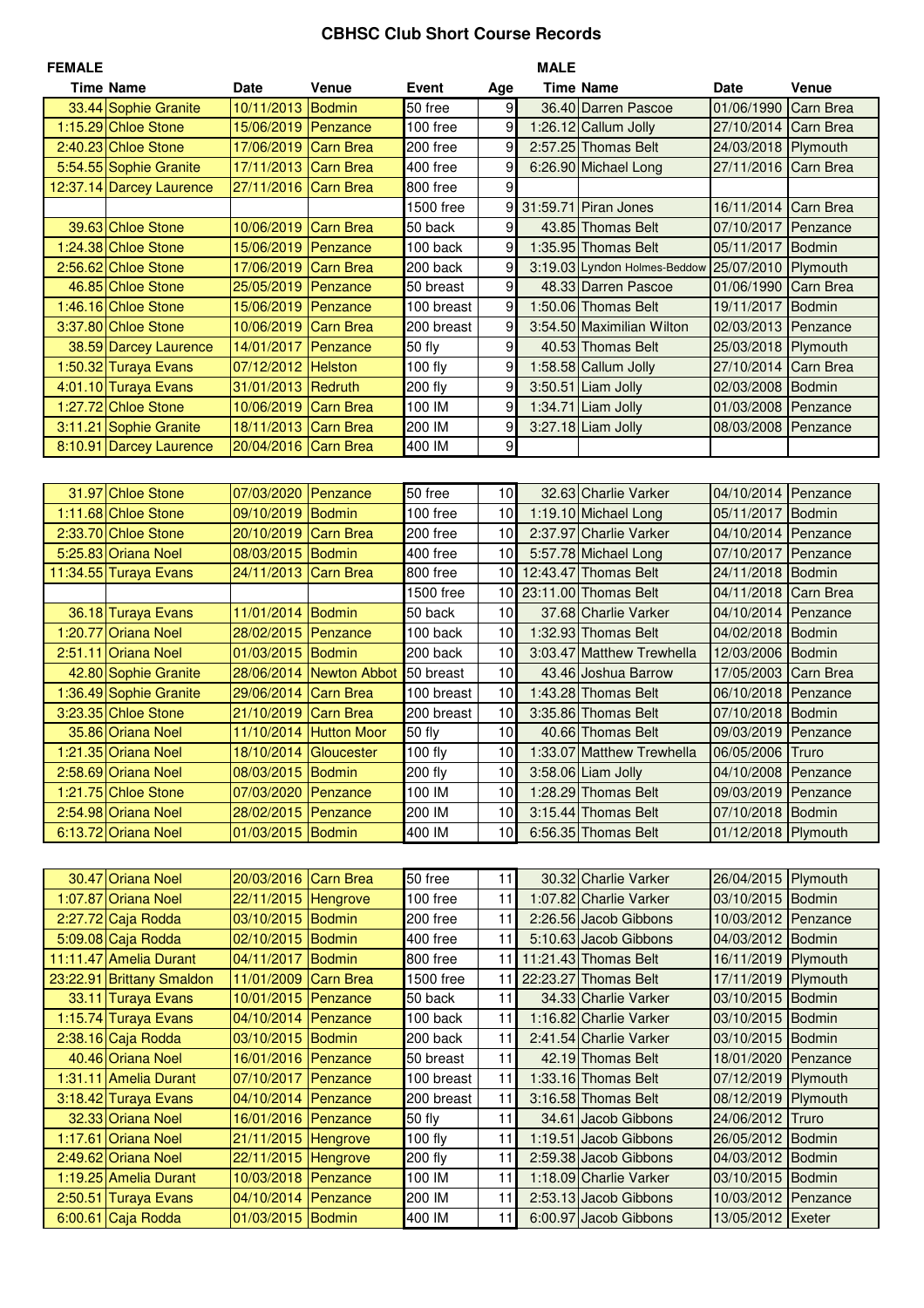# CBHSC Club Short Course Records

| FEMALE | | | | | | MALE | | | |
|---|---|---|---|---|---|---|---|---|---|
| Time | Name | Date | Venue | Event | Age | Time | Name | Date | Venue |
| 33.44 | Sophie Granite | 10/11/2013 | Bodmin | 50 free | 9 | 36.40 | Darren Pascoe | 01/06/1990 | Carn Brea |
| 1:15.29 | Chloe Stone | 15/06/2019 | Penzance | 100 free | 9 | 1:26.12 | Callum Jolly | 27/10/2014 | Carn Brea |
| 2:40.23 | Chloe Stone | 17/06/2019 | Carn Brea | 200 free | 9 | 2:57.25 | Thomas Belt | 24/03/2018 | Plymouth |
| 5:54.55 | Sophie Granite | 17/11/2013 | Carn Brea | 400 free | 9 | 6:26.90 | Michael Long | 27/11/2016 | Carn Brea |
| 12:37.14 | Darcey Laurence | 27/11/2016 | Carn Brea | 800 free | 9 | | | | |
| | | | | 1500 free | 9 | 31:59.71 | Piran Jones | 16/11/2014 | Carn Brea |
| 39.63 | Chloe Stone | 10/06/2019 | Carn Brea | 50 back | 9 | 43.85 | Thomas Belt | 07/10/2017 | Penzance |
| 1:24.38 | Chloe Stone | 15/06/2019 | Penzance | 100 back | 9 | 1:35.95 | Thomas Belt | 05/11/2017 | Bodmin |
| 2:56.62 | Chloe Stone | 17/06/2019 | Carn Brea | 200 back | 9 | 3:19.03 | Lyndon Holmes-Beddow | 25/07/2010 | Plymouth |
| 46.85 | Chloe Stone | 25/05/2019 | Penzance | 50 breast | 9 | 48.33 | Darren Pascoe | 01/06/1990 | Carn Brea |
| 1:46.16 | Chloe Stone | 15/06/2019 | Penzance | 100 breast | 9 | 1:50.06 | Thomas Belt | 19/11/2017 | Bodmin |
| 3:37.80 | Chloe Stone | 10/06/2019 | Carn Brea | 200 breast | 9 | 3:54.50 | Maximilian Wilton | 02/03/2013 | Penzance |
| 38.59 | Darcey Laurence | 14/01/2017 | Penzance | 50 fly | 9 | 40.53 | Thomas Belt | 25/03/2018 | Plymouth |
| 1:50.32 | Turaya Evans | 07/12/2012 | Helston | 100 fly | 9 | 1:58.58 | Callum Jolly | 27/10/2014 | Carn Brea |
| 4:01.10 | Turaya Evans | 31/01/2013 | Redruth | 200 fly | 9 | 3:50.51 | Liam Jolly | 02/03/2008 | Bodmin |
| 1:27.72 | Chloe Stone | 10/06/2019 | Carn Brea | 100 IM | 9 | 1:34.71 | Liam Jolly | 01/03/2008 | Penzance |
| 3:11.21 | Sophie Granite | 18/11/2013 | Carn Brea | 200 IM | 9 | 3:27.18 | Liam Jolly | 08/03/2008 | Penzance |
| 8:10.91 | Darcey Laurence | 20/04/2016 | Carn Brea | 400 IM | 9 | | | | |

| Time | Name | Date | Venue | Event | Age | Time | Name | Date | Venue |
|---|---|---|---|---|---|---|---|---|---|
| 31.97 | Chloe Stone | 07/03/2020 | Penzance | 50 free | 10 | 32.63 | Charlie Varker | 04/10/2014 | Penzance |
| 1:11.68 | Chloe Stone | 09/10/2019 | Bodmin | 100 free | 10 | 1:19.10 | Michael Long | 05/11/2017 | Bodmin |
| 2:33.70 | Chloe Stone | 20/10/2019 | Carn Brea | 200 free | 10 | 2:37.97 | Charlie Varker | 04/10/2014 | Penzance |
| 5:25.83 | Oriana Noel | 08/03/2015 | Bodmin | 400 free | 10 | 5:57.78 | Michael Long | 07/10/2017 | Penzance |
| 11:34.55 | Turaya Evans | 24/11/2013 | Carn Brea | 800 free | 10 | 12:43.47 | Thomas Belt | 24/11/2018 | Bodmin |
| | | | | 1500 free | 10 | 23:11.00 | Thomas Belt | 04/11/2018 | Carn Brea |
| 36.18 | Turaya Evans | 11/01/2014 | Bodmin | 50 back | 10 | 37.68 | Charlie Varker | 04/10/2014 | Penzance |
| 1:20.77 | Oriana Noel | 28/02/2015 | Penzance | 100 back | 10 | 1:32.93 | Thomas Belt | 04/02/2018 | Bodmin |
| 2:51.11 | Oriana Noel | 01/03/2015 | Bodmin | 200 back | 10 | 3:03.47 | Matthew Trewhella | 12/03/2006 | Bodmin |
| 42.80 | Sophie Granite | 28/06/2014 | Newton Abbot | 50 breast | 10 | 43.46 | Joshua Barrow | 17/05/2003 | Carn Brea |
| 1:36.49 | Sophie Granite | 29/06/2014 | Carn Brea | 100 breast | 10 | 1:43.28 | Thomas Belt | 06/10/2018 | Penzance |
| 3:23.35 | Chloe Stone | 21/10/2019 | Carn Brea | 200 breast | 10 | 3:35.86 | Thomas Belt | 07/10/2018 | Bodmin |
| 35.86 | Oriana Noel | 11/10/2014 | Hutton Moor | 50 fly | 10 | 40.66 | Thomas Belt | 09/03/2019 | Penzance |
| 1:21.35 | Oriana Noel | 18/10/2014 | Gloucester | 100 fly | 10 | 1:33.07 | Matthew Trewhella | 06/05/2006 | Truro |
| 2:58.69 | Oriana Noel | 08/03/2015 | Bodmin | 200 fly | 10 | 3:58.06 | Liam Jolly | 04/10/2008 | Penzance |
| 1:21.75 | Chloe Stone | 07/03/2020 | Penzance | 100 IM | 10 | 1:28.29 | Thomas Belt | 09/03/2019 | Penzance |
| 2:54.98 | Oriana Noel | 28/02/2015 | Penzance | 200 IM | 10 | 3:15.44 | Thomas Belt | 07/10/2018 | Bodmin |
| 6:13.72 | Oriana Noel | 01/03/2015 | Bodmin | 400 IM | 10 | 6:56.35 | Thomas Belt | 01/12/2018 | Plymouth |

| Time | Name | Date | Venue | Event | Age | Time | Name | Date | Venue |
|---|---|---|---|---|---|---|---|---|---|
| 30.47 | Oriana Noel | 20/03/2016 | Carn Brea | 50 free | 11 | 30.32 | Charlie Varker | 26/04/2015 | Plymouth |
| 1:07.87 | Oriana Noel | 22/11/2015 | Hengrove | 100 free | 11 | 1:07.82 | Charlie Varker | 03/10/2015 | Bodmin |
| 2:27.72 | Caja Rodda | 03/10/2015 | Bodmin | 200 free | 11 | 2:26.56 | Jacob Gibbons | 10/03/2012 | Penzance |
| 5:09.08 | Caja Rodda | 02/10/2015 | Bodmin | 400 free | 11 | 5:10.63 | Jacob Gibbons | 04/03/2012 | Bodmin |
| 11:11.47 | Amelia Durant | 04/11/2017 | Bodmin | 800 free | 11 | 11:21.43 | Thomas Belt | 16/11/2019 | Plymouth |
| 23:22.91 | Brittany Smaldon | 11/01/2009 | Carn Brea | 1500 free | 11 | 22:23.27 | Thomas Belt | 17/11/2019 | Plymouth |
| 33.11 | Turaya Evans | 10/01/2015 | Penzance | 50 back | 11 | 34.33 | Charlie Varker | 03/10/2015 | Bodmin |
| 1:15.74 | Turaya Evans | 04/10/2014 | Penzance | 100 back | 11 | 1:16.82 | Charlie Varker | 03/10/2015 | Bodmin |
| 2:38.16 | Caja Rodda | 03/10/2015 | Bodmin | 200 back | 11 | 2:41.54 | Charlie Varker | 03/10/2015 | Bodmin |
| 40.46 | Oriana Noel | 16/01/2016 | Penzance | 50 breast | 11 | 42.19 | Thomas Belt | 18/01/2020 | Penzance |
| 1:31.11 | Amelia Durant | 07/10/2017 | Penzance | 100 breast | 11 | 1:33.16 | Thomas Belt | 07/12/2019 | Plymouth |
| 3:18.42 | Turaya Evans | 04/10/2014 | Penzance | 200 breast | 11 | 3:16.58 | Thomas Belt | 08/12/2019 | Plymouth |
| 32.33 | Oriana Noel | 16/01/2016 | Penzance | 50 fly | 11 | 34.61 | Jacob Gibbons | 24/06/2012 | Truro |
| 1:17.61 | Oriana Noel | 21/11/2015 | Hengrove | 100 fly | 11 | 1:19.51 | Jacob Gibbons | 26/05/2012 | Bodmin |
| 2:49.62 | Oriana Noel | 22/11/2015 | Hengrove | 200 fly | 11 | 2:59.38 | Jacob Gibbons | 04/03/2012 | Bodmin |
| 1:19.25 | Amelia Durant | 10/03/2018 | Penzance | 100 IM | 11 | 1:18.09 | Charlie Varker | 03/10/2015 | Bodmin |
| 2:50.51 | Turaya Evans | 04/10/2014 | Penzance | 200 IM | 11 | 2:53.13 | Jacob Gibbons | 10/03/2012 | Penzance |
| 6:00.61 | Caja Rodda | 01/03/2015 | Bodmin | 400 IM | 11 | 6:00.97 | Jacob Gibbons | 13/05/2012 | Exeter |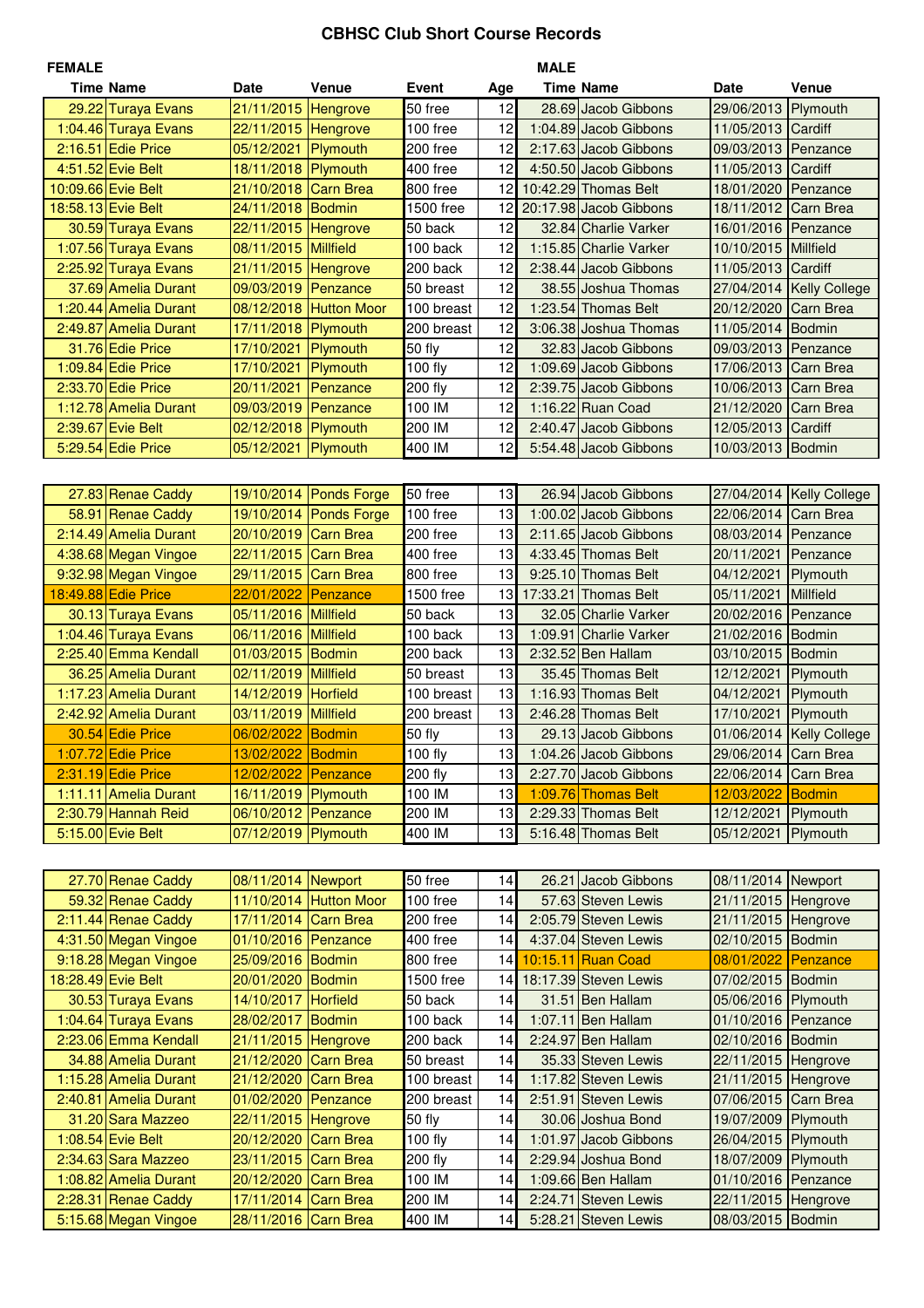# CBHSC Club Short Course Records

| FEMALE | | | | | | MALE | | | |
|---|---|---|---|---|---|---|---|---|---|
| Time | Name | Date | Venue | Event | Age | Time | Name | Date | Venue |
| 29.22 | Turaya Evans | 21/11/2015 | Hengrove | 50 free | 12 | 28.69 | Jacob Gibbons | 29/06/2013 | Plymouth |
| 1:04.46 | Turaya Evans | 22/11/2015 | Hengrove | 100 free | 12 | 1:04.89 | Jacob Gibbons | 11/05/2013 | Cardiff |
| 2:16.51 | Edie Price | 05/12/2021 | Plymouth | 200 free | 12 | 2:17.63 | Jacob Gibbons | 09/03/2013 | Penzance |
| 4:51.52 | Evie Belt | 18/11/2018 | Plymouth | 400 free | 12 | 4:50.50 | Jacob Gibbons | 11/05/2013 | Cardiff |
| 10:09.66 | Evie Belt | 21/10/2018 | Carn Brea | 800 free | 12 | 10:42.29 | Thomas Belt | 18/01/2020 | Penzance |
| 18:58.13 | Evie Belt | 24/11/2018 | Bodmin | 1500 free | 12 | 20:17.98 | Jacob Gibbons | 18/11/2012 | Carn Brea |
| 30.59 | Turaya Evans | 22/11/2015 | Hengrove | 50 back | 12 | 32.84 | Charlie Varker | 16/01/2016 | Penzance |
| 1:07.56 | Turaya Evans | 08/11/2015 | Millfield | 100 back | 12 | 1:15.85 | Charlie Varker | 10/10/2015 | Millfield |
| 2:25.92 | Turaya Evans | 21/11/2015 | Hengrove | 200 back | 12 | 2:38.44 | Jacob Gibbons | 11/05/2013 | Cardiff |
| 37.69 | Amelia Durant | 09/03/2019 | Penzance | 50 breast | 12 | 38.55 | Joshua Thomas | 27/04/2014 | Kelly College |
| 1:20.44 | Amelia Durant | 08/12/2018 | Hutton Moor | 100 breast | 12 | 1:23.54 | Thomas Belt | 20/12/2020 | Carn Brea |
| 2:49.87 | Amelia Durant | 17/11/2018 | Plymouth | 200 breast | 12 | 3:06.38 | Joshua Thomas | 11/05/2014 | Bodmin |
| 31.76 | Edie Price | 17/10/2021 | Plymouth | 50 fly | 12 | 32.83 | Jacob Gibbons | 09/03/2013 | Penzance |
| 1:09.84 | Edie Price | 17/10/2021 | Plymouth | 100 fly | 12 | 1:09.69 | Jacob Gibbons | 17/06/2013 | Carn Brea |
| 2:33.70 | Edie Price | 20/11/2021 | Penzance | 200 fly | 12 | 2:39.75 | Jacob Gibbons | 10/06/2013 | Carn Brea |
| 1:12.78 | Amelia Durant | 09/03/2019 | Penzance | 100 IM | 12 | 1:16.22 | Ruan Coad | 21/12/2020 | Carn Brea |
| 2:39.67 | Evie Belt | 02/12/2018 | Plymouth | 200 IM | 12 | 2:40.47 | Jacob Gibbons | 12/05/2013 | Cardiff |
| 5:29.54 | Edie Price | 05/12/2021 | Plymouth | 400 IM | 12 | 5:54.48 | Jacob Gibbons | 10/03/2013 | Bodmin |
| 27.83 | Renae Caddy | 19/10/2014 | Ponds Forge | 50 free | 13 | 26.94 | Jacob Gibbons | 27/04/2014 | Kelly College |
| 58.91 | Renae Caddy | 19/10/2014 | Ponds Forge | 100 free | 13 | 1:00.02 | Jacob Gibbons | 22/06/2014 | Carn Brea |
| 2:14.49 | Amelia Durant | 20/10/2019 | Carn Brea | 200 free | 13 | 2:11.65 | Jacob Gibbons | 08/03/2014 | Penzance |
| 4:38.68 | Megan Vingoe | 22/11/2015 | Carn Brea | 400 free | 13 | 4:33.45 | Thomas Belt | 20/11/2021 | Penzance |
| 9:32.98 | Megan Vingoe | 29/11/2015 | Carn Brea | 800 free | 13 | 9:25.10 | Thomas Belt | 04/12/2021 | Plymouth |
| 18:49.88 | Edie Price | 22/01/2022 | Penzance | 1500 free | 13 | 17:33.21 | Thomas Belt | 05/11/2021 | Millfield |
| 30.13 | Turaya Evans | 05/11/2016 | Millfield | 50 back | 13 | 32.05 | Charlie Varker | 20/02/2016 | Penzance |
| 1:04.46 | Turaya Evans | 06/11/2016 | Millfield | 100 back | 13 | 1:09.91 | Charlie Varker | 21/02/2016 | Bodmin |
| 2:25.40 | Emma Kendall | 01/03/2015 | Bodmin | 200 back | 13 | 2:32.52 | Ben Hallam | 03/10/2015 | Bodmin |
| 36.25 | Amelia Durant | 02/11/2019 | Millfield | 50 breast | 13 | 35.45 | Thomas Belt | 12/12/2021 | Plymouth |
| 1:17.23 | Amelia Durant | 14/12/2019 | Horfield | 100 breast | 13 | 1:16.93 | Thomas Belt | 04/12/2021 | Plymouth |
| 2:42.92 | Amelia Durant | 03/11/2019 | Millfield | 200 breast | 13 | 2:46.28 | Thomas Belt | 17/10/2021 | Plymouth |
| 30.54 | Edie Price | 06/02/2022 | Bodmin | 50 fly | 13 | 29.13 | Jacob Gibbons | 01/06/2014 | Kelly College |
| 1:07.72 | Edie Price | 13/02/2022 | Bodmin | 100 fly | 13 | 1:04.26 | Jacob Gibbons | 29/06/2014 | Carn Brea |
| 2:31.19 | Edie Price | 12/02/2022 | Penzance | 200 fly | 13 | 2:27.70 | Jacob Gibbons | 22/06/2014 | Carn Brea |
| 1:11.11 | Amelia Durant | 16/11/2019 | Plymouth | 100 IM | 13 | 1:09.76 | Thomas Belt | 12/03/2022 | Bodmin |
| 2:30.79 | Hannah Reid | 06/10/2012 | Penzance | 200 IM | 13 | 2:29.33 | Thomas Belt | 12/12/2021 | Plymouth |
| 5:15.00 | Evie Belt | 07/12/2019 | Plymouth | 400 IM | 13 | 5:16.48 | Thomas Belt | 05/12/2021 | Plymouth |
| 27.70 | Renae Caddy | 08/11/2014 | Newport | 50 free | 14 | 26.21 | Jacob Gibbons | 08/11/2014 | Newport |
| 59.32 | Renae Caddy | 11/10/2014 | Hutton Moor | 100 free | 14 | 57.63 | Steven Lewis | 21/11/2015 | Hengrove |
| 2:11.44 | Renae Caddy | 17/11/2014 | Carn Brea | 200 free | 14 | 2:05.79 | Steven Lewis | 21/11/2015 | Hengrove |
| 4:31.50 | Megan Vingoe | 01/10/2016 | Penzance | 400 free | 14 | 4:37.04 | Steven Lewis | 02/10/2015 | Bodmin |
| 9:18.28 | Megan Vingoe | 25/09/2016 | Bodmin | 800 free | 14 | 10:15.11 | Ruan Coad | 08/01/2022 | Penzance |
| 18:28.49 | Evie Belt | 20/01/2020 | Bodmin | 1500 free | 14 | 18:17.39 | Steven Lewis | 07/02/2015 | Bodmin |
| 30.53 | Turaya Evans | 14/10/2017 | Horfield | 50 back | 14 | 31.51 | Ben Hallam | 05/06/2016 | Plymouth |
| 1:04.64 | Turaya Evans | 28/02/2017 | Bodmin | 100 back | 14 | 1:07.11 | Ben Hallam | 01/10/2016 | Penzance |
| 2:23.06 | Emma Kendall | 21/11/2015 | Hengrove | 200 back | 14 | 2:24.97 | Ben Hallam | 02/10/2016 | Bodmin |
| 34.88 | Amelia Durant | 21/12/2020 | Carn Brea | 50 breast | 14 | 35.33 | Steven Lewis | 22/11/2015 | Hengrove |
| 1:15.28 | Amelia Durant | 21/12/2020 | Carn Brea | 100 breast | 14 | 1:17.82 | Steven Lewis | 21/11/2015 | Hengrove |
| 2:40.81 | Amelia Durant | 01/02/2020 | Penzance | 200 breast | 14 | 2:51.91 | Steven Lewis | 07/06/2015 | Carn Brea |
| 31.20 | Sara Mazzeo | 22/11/2015 | Hengrove | 50 fly | 14 | 30.06 | Joshua Bond | 19/07/2009 | Plymouth |
| 1:08.54 | Evie Belt | 20/12/2020 | Carn Brea | 100 fly | 14 | 1:01.97 | Jacob Gibbons | 26/04/2015 | Plymouth |
| 2:34.63 | Sara Mazzeo | 23/11/2015 | Carn Brea | 200 fly | 14 | 2:29.94 | Joshua Bond | 18/07/2009 | Plymouth |
| 1:08.82 | Amelia Durant | 20/12/2020 | Carn Brea | 100 IM | 14 | 1:09.66 | Ben Hallam | 01/10/2016 | Penzance |
| 2:28.31 | Renae Caddy | 17/11/2014 | Carn Brea | 200 IM | 14 | 2:24.71 | Steven Lewis | 22/11/2015 | Hengrove |
| 5:15.68 | Megan Vingoe | 28/11/2016 | Carn Brea | 400 IM | 14 | 5:28.21 | Steven Lewis | 08/03/2015 | Bodmin |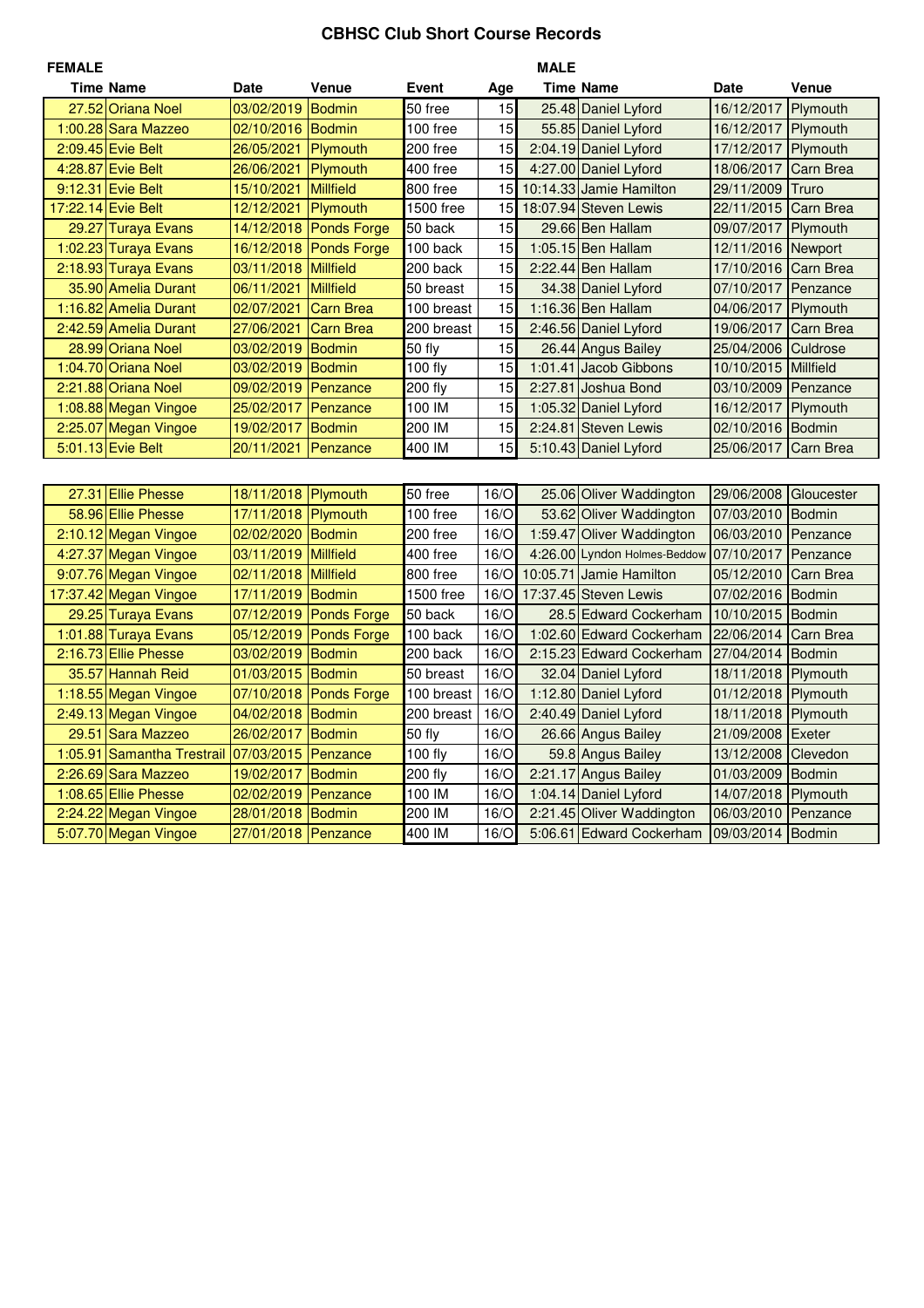# CBHSC Club Short Course Records

| FEMALE | | | | | | MALE | | | |
|---|---|---|---|---|---|---|---|---|---|
| Time | Name | Date | Venue | Event | Age | Time | Name | Date | Venue |
| 27.52 | Oriana Noel | 03/02/2019 | Bodmin | 50 free | 15 | 25.48 | Daniel Lyford | 16/12/2017 | Plymouth |
| 1:00.28 | Sara Mazzeo | 02/10/2016 | Bodmin | 100 free | 15 | 55.85 | Daniel Lyford | 16/12/2017 | Plymouth |
| 2:09.45 | Evie Belt | 26/05/2021 | Plymouth | 200 free | 15 | 2:04.19 | Daniel Lyford | 17/12/2017 | Plymouth |
| 4:28.87 | Evie Belt | 26/06/2021 | Plymouth | 400 free | 15 | 4:27.00 | Daniel Lyford | 18/06/2017 | Carn Brea |
| 9:12.31 | Evie Belt | 15/10/2021 | Millfield | 800 free | 15 | 10:14.33 | Jamie Hamilton | 29/11/2009 | Truro |
| 17:22.14 | Evie Belt | 12/12/2021 | Plymouth | 1500 free | 15 | 18:07.94 | Steven Lewis | 22/11/2015 | Carn Brea |
| 29.27 | Turaya Evans | 14/12/2018 | Ponds Forge | 50 back | 15 | 29.66 | Ben Hallam | 09/07/2017 | Plymouth |
| 1:02.23 | Turaya Evans | 16/12/2018 | Ponds Forge | 100 back | 15 | 1:05.15 | Ben Hallam | 12/11/2016 | Newport |
| 2:18.93 | Turaya Evans | 03/11/2018 | Millfield | 200 back | 15 | 2:22.44 | Ben Hallam | 17/10/2016 | Carn Brea |
| 35.90 | Amelia Durant | 06/11/2021 | Millfield | 50 breast | 15 | 34.38 | Daniel Lyford | 07/10/2017 | Penzance |
| 1:16.82 | Amelia Durant | 02/07/2021 | Carn Brea | 100 breast | 15 | 1:16.36 | Ben Hallam | 04/06/2017 | Plymouth |
| 2:42.59 | Amelia Durant | 27/06/2021 | Carn Brea | 200 breast | 15 | 2:46.56 | Daniel Lyford | 19/06/2017 | Carn Brea |
| 28.99 | Oriana Noel | 03/02/2019 | Bodmin | 50 fly | 15 | 26.44 | Angus Bailey | 25/04/2006 | Culdrose |
| 1:04.70 | Oriana Noel | 03/02/2019 | Bodmin | 100 fly | 15 | 1:01.41 | Jacob Gibbons | 10/10/2015 | Millfield |
| 2:21.88 | Oriana Noel | 09/02/2019 | Penzance | 200 fly | 15 | 2:27.81 | Joshua Bond | 03/10/2009 | Penzance |
| 1:08.88 | Megan Vingoe | 25/02/2017 | Penzance | 100 IM | 15 | 1:05.32 | Daniel Lyford | 16/12/2017 | Plymouth |
| 2:25.07 | Megan Vingoe | 19/02/2017 | Bodmin | 200 IM | 15 | 2:24.81 | Steven Lewis | 02/10/2016 | Bodmin |
| 5:01.13 | Evie Belt | 20/11/2021 | Penzance | 400 IM | 15 | 5:10.43 | Daniel Lyford | 25/06/2017 | Carn Brea |

| | | | | | | | | | |
|---|---|---|---|---|---|---|---|---|---|
| 27.31 | Ellie Phesse | 18/11/2018 | Plymouth | 50 free | 16/O | 25.06 | Oliver Waddington | 29/06/2008 | Gloucester |
| 58.96 | Ellie Phesse | 17/11/2018 | Plymouth | 100 free | 16/O | 53.62 | Oliver Waddington | 07/03/2010 | Bodmin |
| 2:10.12 | Megan Vingoe | 02/02/2020 | Bodmin | 200 free | 16/O | 1:59.47 | Oliver Waddington | 06/03/2010 | Penzance |
| 4:27.37 | Megan Vingoe | 03/11/2019 | Millfield | 400 free | 16/O | 4:26.00 | Lyndon Holmes-Beddow | 07/10/2017 | Penzance |
| 9:07.76 | Megan Vingoe | 02/11/2018 | Millfield | 800 free | 16/O | 10:05.71 | Jamie Hamilton | 05/12/2010 | Carn Brea |
| 17:37.42 | Megan Vingoe | 17/11/2019 | Bodmin | 1500 free | 16/O | 17:37.45 | Steven Lewis | 07/02/2016 | Bodmin |
| 29.25 | Turaya Evans | 07/12/2019 | Ponds Forge | 50 back | 16/O | 28.5 | Edward Cockerham | 10/10/2015 | Bodmin |
| 1:01.88 | Turaya Evans | 05/12/2019 | Ponds Forge | 100 back | 16/O | 1:02.60 | Edward Cockerham | 22/06/2014 | Carn Brea |
| 2:16.73 | Ellie Phesse | 03/02/2019 | Bodmin | 200 back | 16/O | 2:15.23 | Edward Cockerham | 27/04/2014 | Bodmin |
| 35.57 | Hannah Reid | 01/03/2015 | Bodmin | 50 breast | 16/O | 32.04 | Daniel Lyford | 18/11/2018 | Plymouth |
| 1:18.55 | Megan Vingoe | 07/10/2018 | Ponds Forge | 100 breast | 16/O | 1:12.80 | Daniel Lyford | 01/12/2018 | Plymouth |
| 2:49.13 | Megan Vingoe | 04/02/2018 | Bodmin | 200 breast | 16/O | 2:40.49 | Daniel Lyford | 18/11/2018 | Plymouth |
| 29.51 | Sara Mazzeo | 26/02/2017 | Bodmin | 50 fly | 16/O | 26.66 | Angus Bailey | 21/09/2008 | Exeter |
| 1:05.91 | Samantha Trestrail | 07/03/2015 | Penzance | 100 fly | 16/O | 59.8 | Angus Bailey | 13/12/2008 | Clevedon |
| 2:26.69 | Sara Mazzeo | 19/02/2017 | Bodmin | 200 fly | 16/O | 2:21.17 | Angus Bailey | 01/03/2009 | Bodmin |
| 1:08.65 | Ellie Phesse | 02/02/2019 | Penzance | 100 IM | 16/O | 1:04.14 | Daniel Lyford | 14/07/2018 | Plymouth |
| 2:24.22 | Megan Vingoe | 28/01/2018 | Bodmin | 200 IM | 16/O | 2:21.45 | Oliver Waddington | 06/03/2010 | Penzance |
| 5:07.70 | Megan Vingoe | 27/01/2018 | Penzance | 400 IM | 16/O | 5:06.61 | Edward Cockerham | 09/03/2014 | Bodmin |